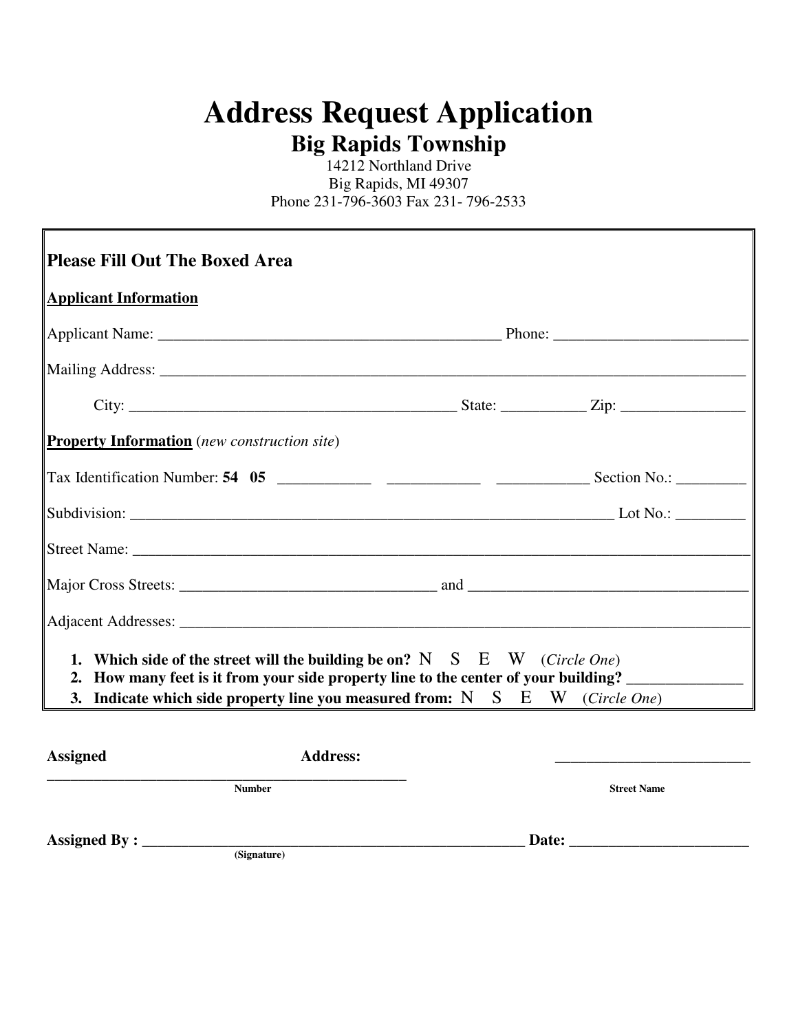# Address Request Application

## Big Rapids Township

14212 Northland Drive
Big Rapids, MI 49307
Phone 231-796-3603 Fax 231- 796-2533

**Please Fill Out The Boxed Area**

**Applicant Information**

Applicant Name: _____________________________________________ Phone: _________________________

Mailing Address: ________________________________________________________________________________

City: ___________________________________________ State: ___________ Zip: ________________

**Property Information** (*new construction site*)

Tax Identification Number: **54 05** ___________ ___________ ___________ Section No.: _________

Subdivision: ______________________________________________________________ Lot No.: _________

Street Name: ________________________________________________________________________________

Major Cross Streets: _________________________________ and ___________________________________

Adjacent Addresses: __________________________________________________________________________

1. **Which side of the street will the building be on?** N S E W (*Circle One*)
2. **How many feet is it from your side property line to the center of your building?** _______________
3. **Indicate which side property line you measured from:** N S E W (*Circle One*)

**Assigned Address:** _______________________________________________ _________________________

**Number** **Street Name**

**Assigned By :** ___________________________________________________ **Date:** ________________________

**(Signature)**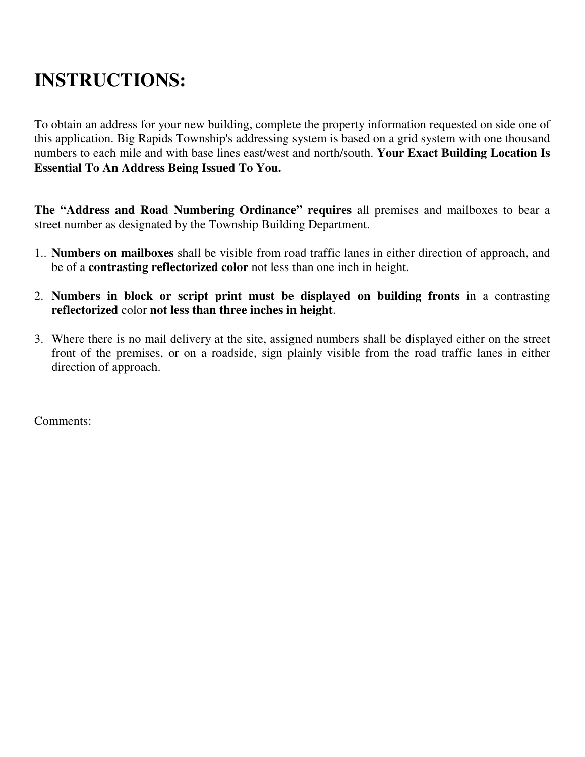# INSTRUCTIONS:

To obtain an address for your new building, complete the property information requested on side one of this application. Big Rapids Township's addressing system is based on a grid system with one thousand numbers to each mile and with base lines east/west and north/south. **Your Exact Building Location Is Essential To An Address Being Issued To You.**

**The "Address and Road Numbering Ordinance" requires** all premises and mailboxes to bear a street number as designated by the Township Building Department.

1.. **Numbers on mailboxes** shall be visible from road traffic lanes in either direction of approach, and be of a **contrasting reflectorized color** not less than one inch in height.

2. **Numbers in block or script print must be displayed on building fronts** in a contrasting **reflectorized** color **not less than three inches in height**.

3. Where there is no mail delivery at the site, assigned numbers shall be displayed either on the street front of the premises, or on a roadside, sign plainly visible from the road traffic lanes in either direction of approach.

Comments: